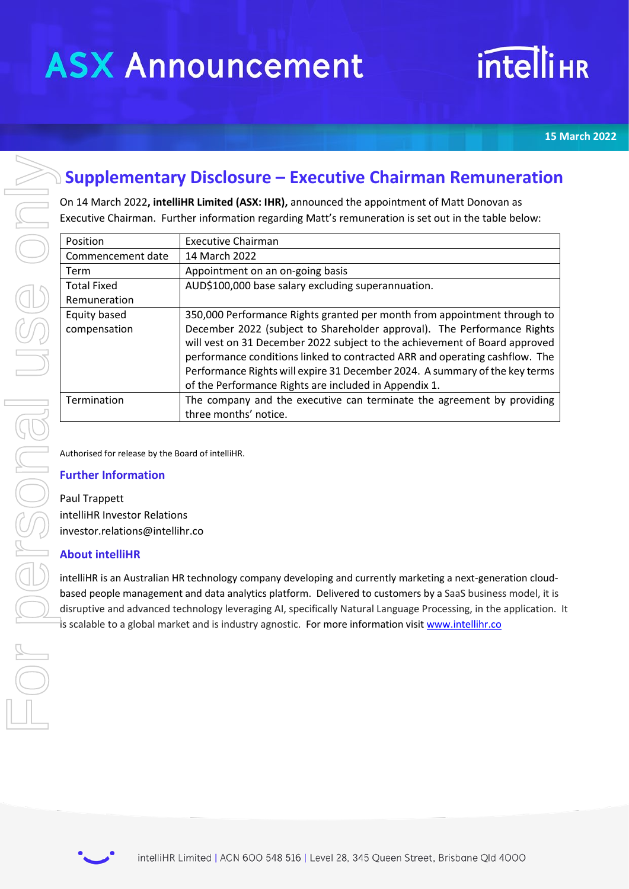# ASX Announcement

15 March 2022

## Supplementary Disclosure – Executive Chairman Remuneration

On 14 March 2022, **intelliHR Limited (ASX: IHR),** announced the appointment of Matt Donovan as Executive Chairman. Further information regarding Matt's remuneration is set out in the table below:

| Position | Executive Chairman |
|---|---|
| Commencement date | 14 March 2022 |
| Term | Appointment on an on-going basis |
| Total Fixed Remuneration | AUD$100,000 base salary excluding superannuation. |
| Equity based compensation | 350,000 Performance Rights granted per month from appointment through to December 2022 (subject to Shareholder approval). The Performance Rights will vest on 31 December 2022 subject to the achievement of Board approved performance conditions linked to contracted ARR and operating cashflow. The Performance Rights will expire 31 December 2024. A summary of the key terms of the Performance Rights are included in Appendix 1. |
| Termination | The company and the executive can terminate the agreement by providing three months' notice. |

Authorised for release by the Board of intelliHR.

### Further Information

Paul Trappett
intelliHR Investor Relations
investor.relations@intellihr.co

### About intelliHR

intelliHR is an Australian HR technology company developing and currently marketing a next-generation cloud-based people management and data analytics platform. Delivered to customers by a SaaS business model, it is disruptive and advanced technology leveraging AI, specifically Natural Language Processing, in the application. It is scalable to a global market and is industry agnostic. For more information visit www.intellihr.co

intelliHR Limited | ACN 600 548 516 | Level 28, 345 Queen Street, Brisbane Qld 4000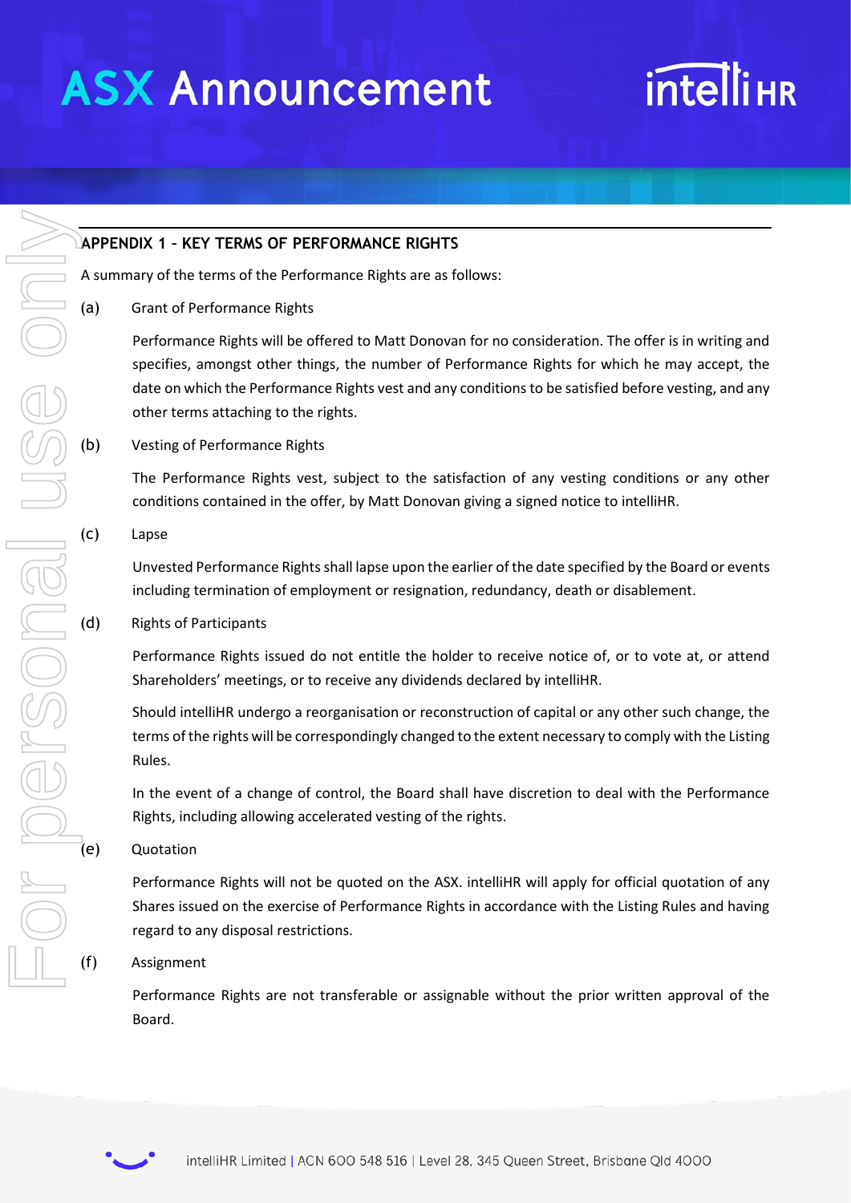## APPENDIX 1 – KEY TERMS OF PERFORMANCE RIGHTS

A summary of the terms of the Performance Rights are as follows:

(a) Grant of Performance Rights

Performance Rights will be offered to Matt Donovan for no consideration. The offer is in writing and specifies, amongst other things, the number of Performance Rights for which he may accept, the date on which the Performance Rights vest and any conditions to be satisfied before vesting, and any other terms attaching to the rights.

(b) Vesting of Performance Rights

The Performance Rights vest, subject to the satisfaction of any vesting conditions or any other conditions contained in the offer, by Matt Donovan giving a signed notice to intelliHR.

(c) Lapse

Unvested Performance Rights shall lapse upon the earlier of the date specified by the Board or events including termination of employment or resignation, redundancy, death or disablement.

(d) Rights of Participants

Performance Rights issued do not entitle the holder to receive notice of, or to vote at, or attend Shareholders' meetings, or to receive any dividends declared by intelliHR.

Should intelliHR undergo a reorganisation or reconstruction of capital or any other such change, the terms of the rights will be correspondingly changed to the extent necessary to comply with the Listing Rules.

In the event of a change of control, the Board shall have discretion to deal with the Performance Rights, including allowing accelerated vesting of the rights.

(e) Quotation

Performance Rights will not be quoted on the ASX. intelliHR will apply for official quotation of any Shares issued on the exercise of Performance Rights in accordance with the Listing Rules and having regard to any disposal restrictions.

(f) Assignment

Performance Rights are not transferable or assignable without the prior written approval of the Board.